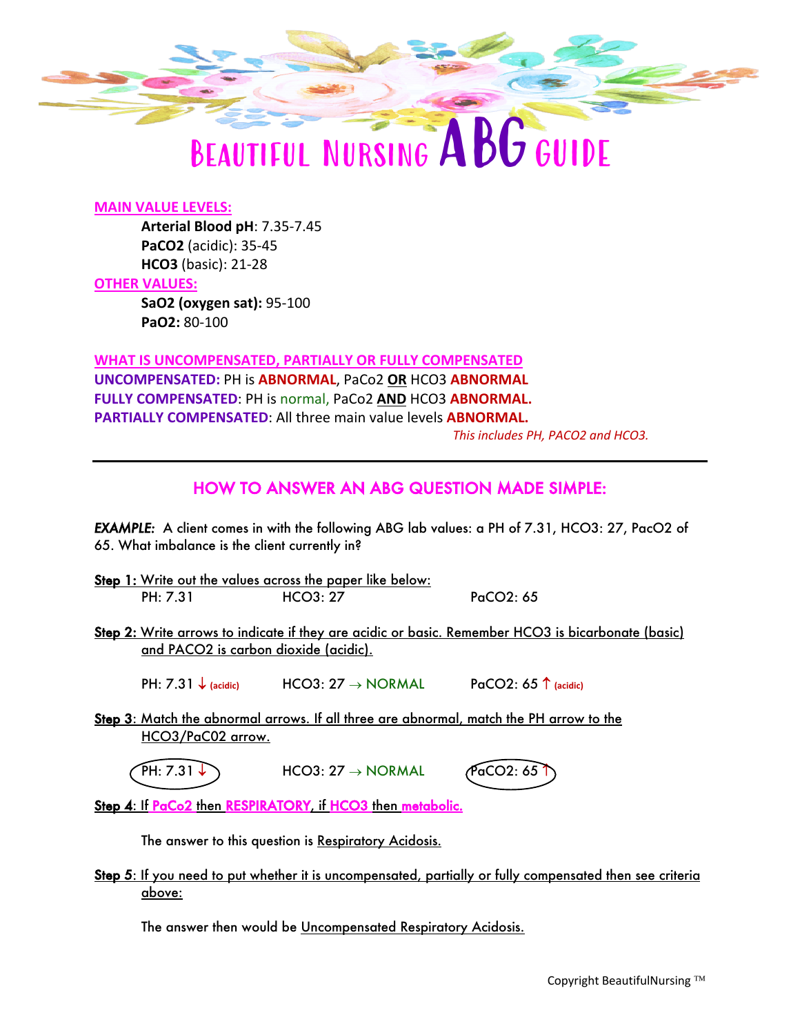# BEAUTIFUL NURSING ABG GUIDE

**MAIN VALUE LEVELS:**

- **Arterial Blood pH**: 7.35-7.45
- **PaCO2** (acidic): 35-45
- **HCO3** (basic): 21-28

**OTHER VALUES:**

- **SaO2 (oxygen sat):** 95-100
- **PaO2:** 80-100

**WHAT IS UNCOMPENSATED, PARTIALLY OR FULLY COMPENSATED**

**UNCOMPENSATED:** PH is **ABNORMAL**, PaCo2 **OR** HCO3 **ABNORMAL**

**FULLY COMPENSATED**: PH is normal, PaCo2 **AND** HCO3 **ABNORMAL.**

**PARTIALLY COMPENSATED**: All three main value levels **ABNORMAL.**

*This includes PH, PACO2 and HCO3.*

---

## HOW TO ANSWER AN ABG QUESTION MADE SIMPLE:

***EXAMPLE:*** A client comes in with the following ABG lab values: a PH of 7.31, HCO3: 27, PacO2 of 65. What imbalance is the client currently in?

**Step 1:** Write out the values across the paper like below:

PH: 7.31 HCO3: 27 PaCO2: 65

**Step 2:** Write arrows to indicate if they are acidic or basic. Remember HCO3 is bicarbonate (basic) and PACO2 is carbon dioxide (acidic).

PH: 7.31 ↓ (acidic) HCO3: 27 → NORMAL PaCO2: 65 ↑ (acidic)

**Step 3**: Match the abnormal arrows. If all three are abnormal, match the PH arrow to the HCO3/PaC02 arrow.

(PH: 7.31 ↓) HCO3: 27 → NORMAL (PaCO2: 65 ↑)

**Step 4**: If PaCo2 then RESPIRATORY, if HCO3 then metabolic.

The answer to this question is Respiratory Acidosis.

**Step 5**: If you need to put whether it is uncompensated, partially or fully compensated then see criteria above:

The answer then would be Uncompensated Respiratory Acidosis.

Copyright BeautifulNursing ™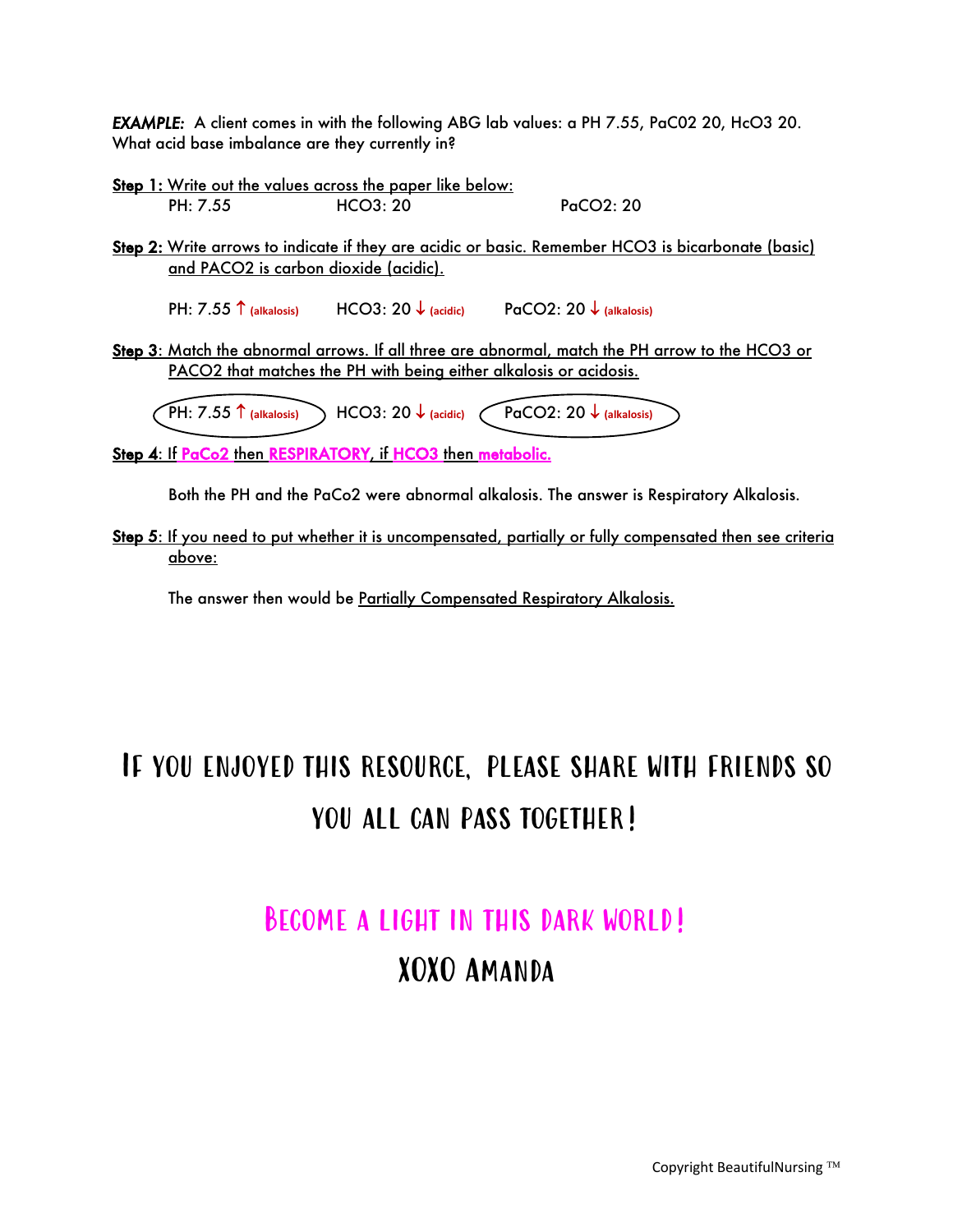***EXAMPLE:*** A client comes in with the following ABG lab values: a PH 7.55, PaC02 20, HcO3 20. What acid base imbalance are they currently in?

**Step 1:** Write out the values across the paper like below:

PH: 7.55 HCO3: 20 PaCO2: 20

**Step 2:** Write arrows to indicate if they are acidic or basic. Remember HCO3 is bicarbonate (basic) and PACO2 is carbon dioxide (acidic).

PH: 7.55 ↑ (alkalosis) HCO3: 20 ↓ (acidic) PaCO2: 20 ↓ (alkalosis)

**Step 3**: Match the abnormal arrows. If all three are abnormal, match the PH arrow to the HCO3 or PACO2 that matches the PH with being either alkalosis or acidosis.

PH: 7.55 ↑ (alkalosis) HCO3: 20 ↓ (acidic) PaCO2: 20 ↓ (alkalosis)

**Step 4**: If **PaCo2** then **RESPIRATORY**, if **HCO3** then **metabolic.**

Both the PH and the PaCo2 were abnormal alkalosis. The answer is Respiratory Alkalosis.

**Step 5**: If you need to put whether it is uncompensated, partially or fully compensated then see criteria above:

The answer then would be Partially Compensated Respiratory Alkalosis.

# If you enjoyed this resource, please share with friends so you all can pass together!

## Become a light in this dark world!

## XOXO Amanda

Copyright BeautifulNursing ™